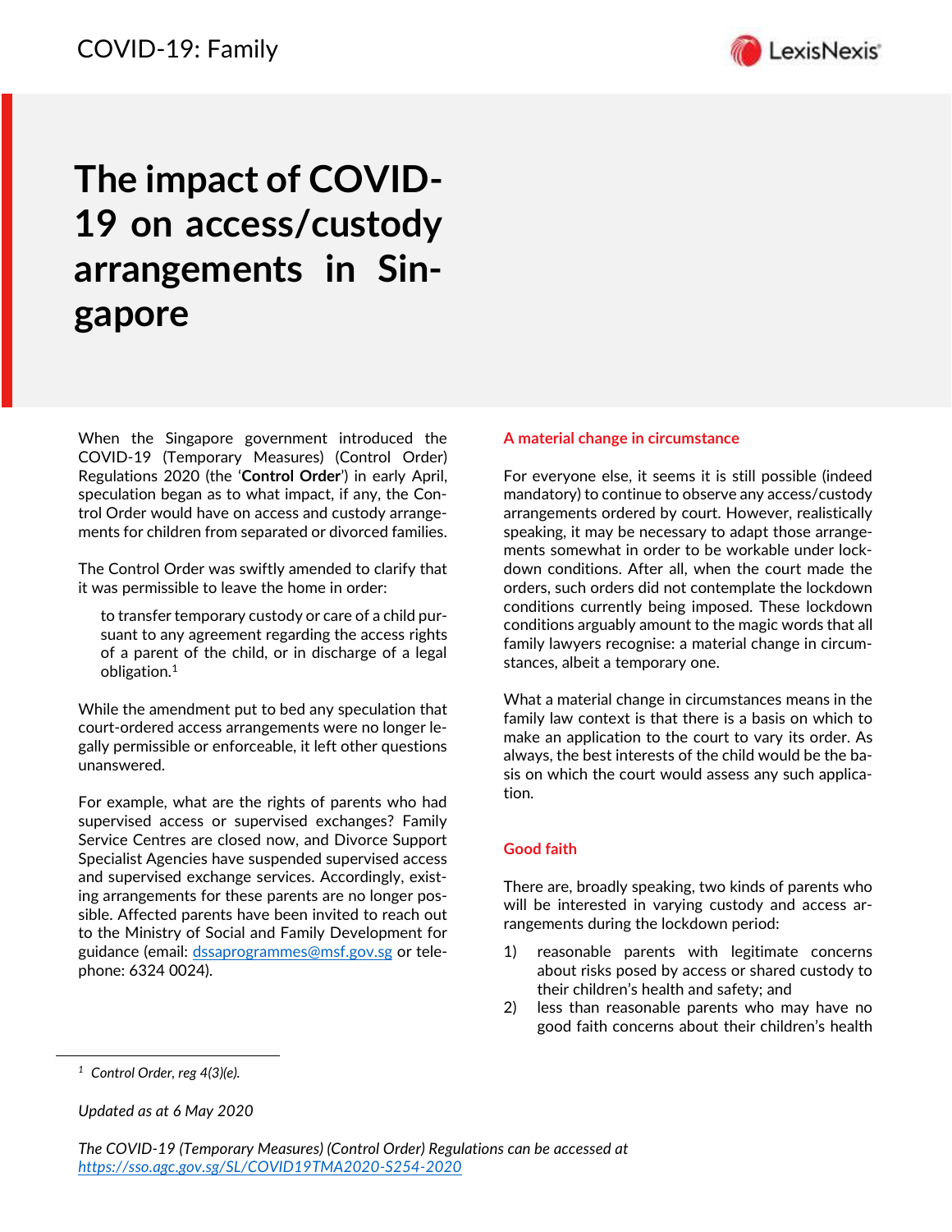# The impact of COVID-19 on access/custody arrangements in Singapore

When the Singapore government introduced the COVID-19 (Temporary Measures) (Control Order) Regulations 2020 (the '**Control Order**') in early April, speculation began as to what impact, if any, the Control Order would have on access and custody arrangements for children from separated or divorced families.

The Control Order was swiftly amended to clarify that it was permissible to leave the home in order:

> to transfer temporary custody or care of a child pursuant to any agreement regarding the access rights of a parent of the child, or in discharge of a legal obligation.[1]

While the amendment put to bed any speculation that court-ordered access arrangements were no longer legally permissible or enforceable, it left other questions unanswered.

For example, what are the rights of parents who had supervised access or supervised exchanges? Family Service Centres are closed now, and Divorce Support Specialist Agencies have suspended supervised access and supervised exchange services. Accordingly, existing arrangements for these parents are no longer possible. Affected parents have been invited to reach out to the Ministry of Social and Family Development for guidance (email: dssaprogrammes@msf.gov.sg or telephone: 6324 0024).

## A material change in circumstance

For everyone else, it seems it is still possible (indeed mandatory) to continue to observe any access/custody arrangements ordered by court. However, realistically speaking, it may be necessary to adapt those arrangements somewhat in order to be workable under lockdown conditions. After all, when the court made the orders, such orders did not contemplate the lockdown conditions currently being imposed. These lockdown conditions arguably amount to the magic words that all family lawyers recognise: a material change in circumstances, albeit a temporary one.

What a material change in circumstances means in the family law context is that there is a basis on which to make an application to the court to vary its order. As always, the best interests of the child would be the basis on which the court would assess any such application.

## Good faith

There are, broadly speaking, two kinds of parents who will be interested in varying custody and access arrangements during the lockdown period:

1) reasonable parents with legitimate concerns about risks posed by access or shared custody to their children's health and safety; and
2) less than reasonable parents who may have no good faith concerns about their children's health

[1] *Control Order, reg 4(3)(e).*

*Updated as at 6 May 2020*

*The COVID-19 (Temporary Measures) (Control Order) Regulations can be accessed at https://sso.agc.gov.sg/SL/COVID19TMA2020-S254-2020*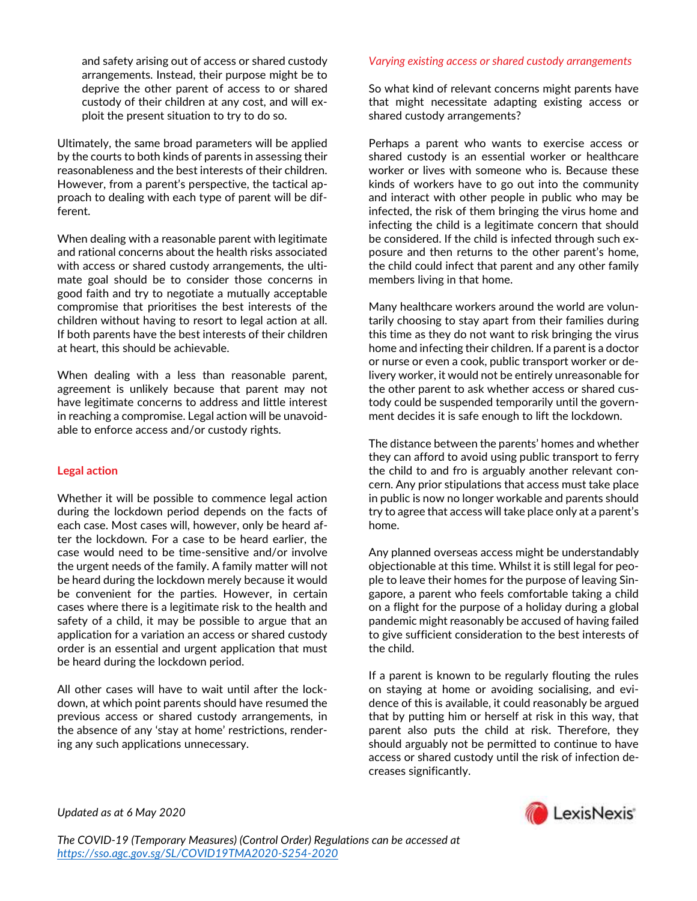and safety arising out of access or shared custody arrangements. Instead, their purpose might be to deprive the other parent of access to or shared custody of their children at any cost, and will exploit the present situation to try to do so.

Ultimately, the same broad parameters will be applied by the courts to both kinds of parents in assessing their reasonableness and the best interests of their children. However, from a parent's perspective, the tactical approach to dealing with each type of parent will be different.

When dealing with a reasonable parent with legitimate and rational concerns about the health risks associated with access or shared custody arrangements, the ultimate goal should be to consider those concerns in good faith and try to negotiate a mutually acceptable compromise that prioritises the best interests of the children without having to resort to legal action at all. If both parents have the best interests of their children at heart, this should be achievable.

When dealing with a less than reasonable parent, agreement is unlikely because that parent may not have legitimate concerns to address and little interest in reaching a compromise. Legal action will be unavoidable to enforce access and/or custody rights.

## Legal action

Whether it will be possible to commence legal action during the lockdown period depends on the facts of each case. Most cases will, however, only be heard after the lockdown. For a case to be heard earlier, the case would need to be time-sensitive and/or involve the urgent needs of the family. A family matter will not be heard during the lockdown merely because it would be convenient for the parties. However, in certain cases where there is a legitimate risk to the health and safety of a child, it may be possible to argue that an application for a variation an access or shared custody order is an essential and urgent application that must be heard during the lockdown period.

All other cases will have to wait until after the lockdown, at which point parents should have resumed the previous access or shared custody arrangements, in the absence of any 'stay at home' restrictions, rendering any such applications unnecessary.

### *Varying existing access or shared custody arrangements*

So what kind of relevant concerns might parents have that might necessitate adapting existing access or shared custody arrangements?

Perhaps a parent who wants to exercise access or shared custody is an essential worker or healthcare worker or lives with someone who is. Because these kinds of workers have to go out into the community and interact with other people in public who may be infected, the risk of them bringing the virus home and infecting the child is a legitimate concern that should be considered. If the child is infected through such exposure and then returns to the other parent's home, the child could infect that parent and any other family members living in that home.

Many healthcare workers around the world are voluntarily choosing to stay apart from their families during this time as they do not want to risk bringing the virus home and infecting their children. If a parent is a doctor or nurse or even a cook, public transport worker or delivery worker, it would not be entirely unreasonable for the other parent to ask whether access or shared custody could be suspended temporarily until the government decides it is safe enough to lift the lockdown.

The distance between the parents' homes and whether they can afford to avoid using public transport to ferry the child to and fro is arguably another relevant concern. Any prior stipulations that access must take place in public is now no longer workable and parents should try to agree that access will take place only at a parent's home.

Any planned overseas access might be understandably objectionable at this time. Whilst it is still legal for people to leave their homes for the purpose of leaving Singapore, a parent who feels comfortable taking a child on a flight for the purpose of a holiday during a global pandemic might reasonably be accused of having failed to give sufficient consideration to the best interests of the child.

If a parent is known to be regularly flouting the rules on staying at home or avoiding socialising, and evidence of this is available, it could reasonably be argued that by putting him or herself at risk in this way, that parent also puts the child at risk. Therefore, they should arguably not be permitted to continue to have access or shared custody until the risk of infection decreases significantly.

*Updated as at 6 May 2020*

*The COVID-19 (Temporary Measures) (Control Order) Regulations can be accessed at* [*https://sso.agc.gov.sg/SL/COVID19TMA2020-S254-2020*](https://sso.agc.gov.sg/SL/COVID19TMA2020-S254-2020)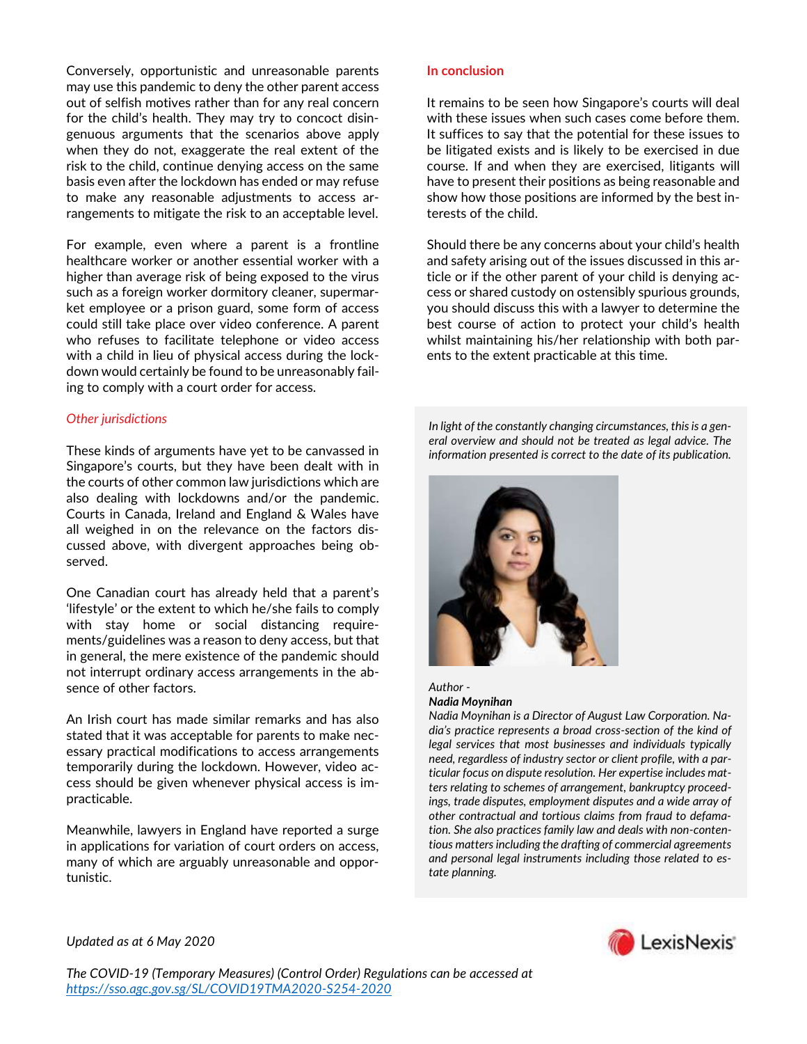Conversely, opportunistic and unreasonable parents may use this pandemic to deny the other parent access out of selfish motives rather than for any real concern for the child's health. They may try to concoct disingenuous arguments that the scenarios above apply when they do not, exaggerate the real extent of the risk to the child, continue denying access on the same basis even after the lockdown has ended or may refuse to make any reasonable adjustments to access arrangements to mitigate the risk to an acceptable level.

For example, even where a parent is a frontline healthcare worker or another essential worker with a higher than average risk of being exposed to the virus such as a foreign worker dormitory cleaner, supermarket employee or a prison guard, some form of access could still take place over video conference. A parent who refuses to facilitate telephone or video access with a child in lieu of physical access during the lockdown would certainly be found to be unreasonably failing to comply with a court order for access.

### *Other jurisdictions*

These kinds of arguments have yet to be canvassed in Singapore's courts, but they have been dealt with in the courts of other common law jurisdictions which are also dealing with lockdowns and/or the pandemic. Courts in Canada, Ireland and England & Wales have all weighed in on the relevance on the factors discussed above, with divergent approaches being observed.

One Canadian court has already held that a parent's 'lifestyle' or the extent to which he/she fails to comply with stay home or social distancing requirements/guidelines was a reason to deny access, but that in general, the mere existence of the pandemic should not interrupt ordinary access arrangements in the absence of other factors.

An Irish court has made similar remarks and has also stated that it was acceptable for parents to make necessary practical modifications to access arrangements temporarily during the lockdown. However, video access should be given whenever physical access is impracticable.

Meanwhile, lawyers in England have reported a surge in applications for variation of court orders on access, many of which are arguably unreasonable and opportunistic.

## In conclusion

It remains to be seen how Singapore's courts will deal with these issues when such cases come before them. It suffices to say that the potential for these issues to be litigated exists and is likely to be exercised in due course. If and when they are exercised, litigants will have to present their positions as being reasonable and show how those positions are informed by the best interests of the child.

Should there be any concerns about your child's health and safety arising out of the issues discussed in this article or if the other parent of your child is denying access or shared custody on ostensibly spurious grounds, you should discuss this with a lawyer to determine the best course of action to protect your child's health whilst maintaining his/her relationship with both parents to the extent practicable at this time.

*In light of the constantly changing circumstances, this is a general overview and should not be treated as legal advice. The information presented is correct to the date of its publication.*

*Author -*
***Nadia Moynihan***
*Nadia Moynihan is a Director of August Law Corporation. Nadia's practice represents a broad cross-section of the kind of legal services that most businesses and individuals typically need, regardless of industry sector or client profile, with a particular focus on dispute resolution. Her expertise includes matters relating to schemes of arrangement, bankruptcy proceedings, trade disputes, employment disputes and a wide array of other contractual and tortious claims from fraud to defamation. She also practices family law and deals with non-contentious matters including the drafting of commercial agreements and personal legal instruments including those related to estate planning.*

*Updated as at 6 May 2020*

*The COVID-19 (Temporary Measures) (Control Order) Regulations can be accessed at [https://sso.agc.gov.sg/SL/COVID19TMA2020-S254-2020](https://sso.agc.gov.sg/SL/COVID19TMA2020-S254-2020)*